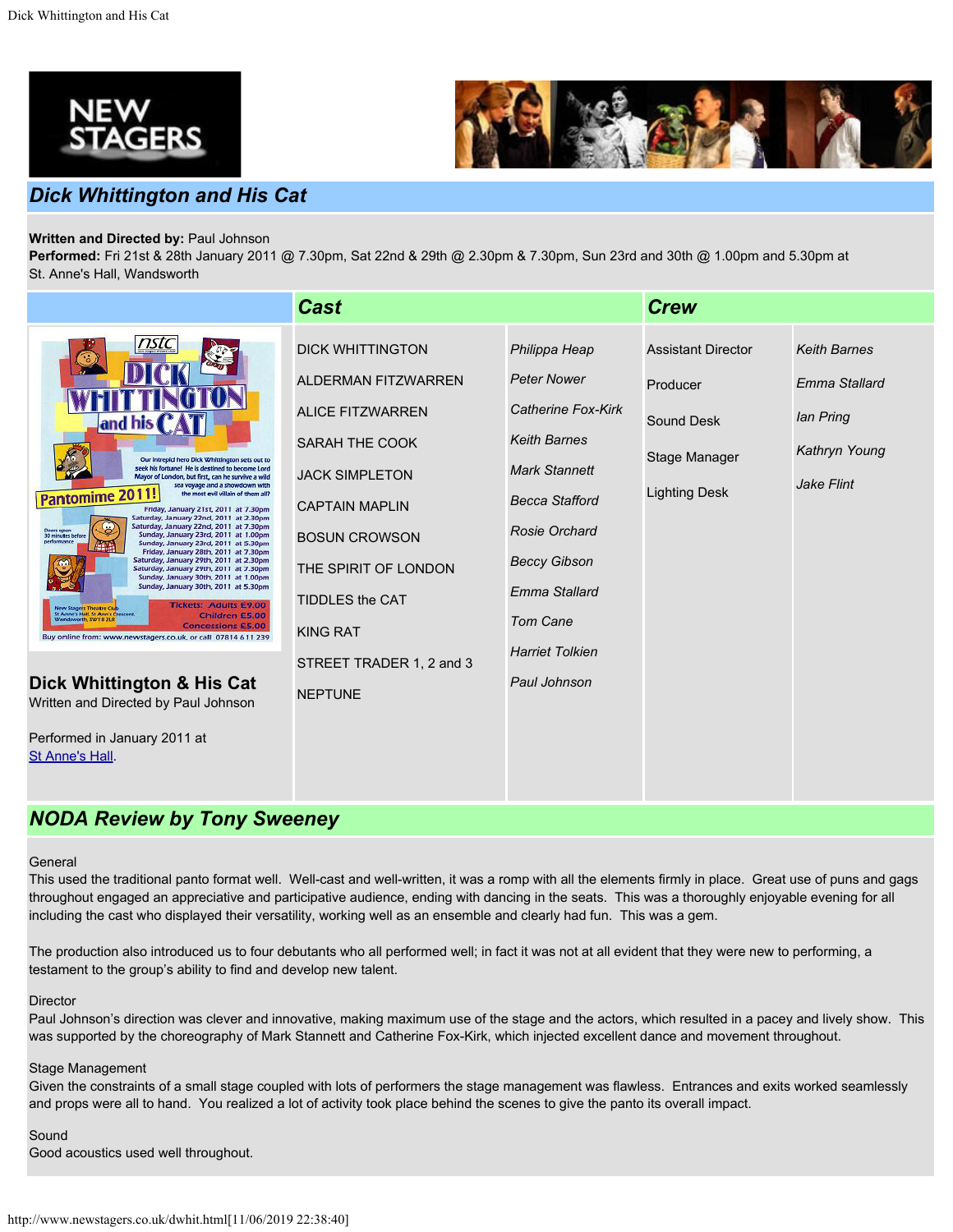## Dick Whittington and His Cat

**Written and Directed by:** Paul Johnson
**Performed:** Fri 21st & 28th January 2011 @ 7.30pm, Sat 22nd & 29th @ 2.30pm & 7.30pm, Sun 23rd and 30th @ 1.00pm and 5.30pm at St. Anne's Hall, Wandsworth

### Cast

| Role | Actor |
|---|---|
| DICK WHITTINGTON | *Philippa Heap* |
| ALDERMAN FITZWARREN | *Peter Nower* |
| ALICE FITZWARREN | *Catherine Fox-Kirk* |
| SARAH THE COOK | *Keith Barnes* |
| JACK SIMPLETON | *Mark Stannett* |
| CAPTAIN MAPLIN | *Becca Stafford* |
| BOSUN CROWSON | *Rosie Orchard* |
| THE SPIRIT OF LONDON | *Beccy Gibson* |
| TIDDLES the CAT | *Emma Stallard* |
| KING RAT | *Tom Cane* |
| STREET TRADER 1, 2 and 3 | *Harriet Tolkien* |
| NEPTUNE | *Paul Johnson* |

### Crew

| Role | Name |
|---|---|
| Assistant Director | *Keith Barnes* |
| Producer | *Emma Stallard* |
| Sound Desk | *Ian Pring* |
| Stage Manager | *Kathryn Young* |
| Lighting Desk | *Jake Flint* |

**Dick Whittington & His Cat**
Written and Directed by Paul Johnson

Performed in January 2011 at St Anne's Hall.

## NODA Review by Tony Sweeney

General
This used the traditional panto format well. Well-cast and well-written, it was a romp with all the elements firmly in place. Great use of puns and gags throughout engaged an appreciative and participative audience, ending with dancing in the seats. This was a thoroughly enjoyable evening for all including the cast who displayed their versatility, working well as an ensemble and clearly had fun. This was a gem.

The production also introduced us to four debutants who all performed well; in fact it was not at all evident that they were new to performing, a testament to the group's ability to find and develop new talent.

Director
Paul Johnson's direction was clever and innovative, making maximum use of the stage and the actors, which resulted in a pacey and lively show. This was supported by the choreography of Mark Stannett and Catherine Fox-Kirk, which injected excellent dance and movement throughout.

Stage Management
Given the constraints of a small stage coupled with lots of performers the stage management was flawless. Entrances and exits worked seamlessly and props were all to hand. You realized a lot of activity took place behind the scenes to give the panto its overall impact.

Sound
Good acoustics used well throughout.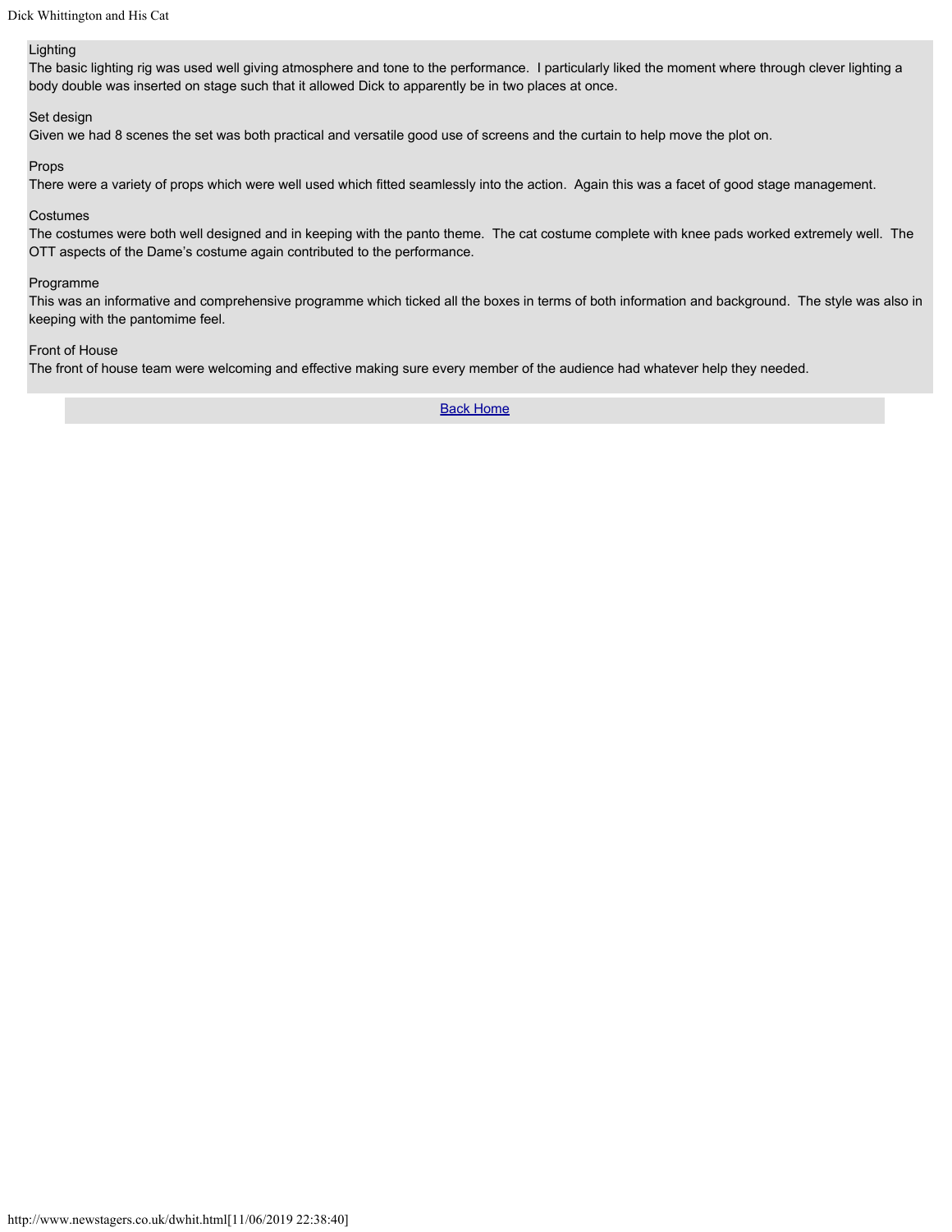Lighting

The basic lighting rig was used well giving atmosphere and tone to the performance.  I particularly liked the moment where through clever lighting a body double was inserted on stage such that it allowed Dick to apparently be in two places at once.

Set design

Given we had 8 scenes the set was both practical and versatile good use of screens and the curtain to help move the plot on.

Props

There were a variety of props which were well used which fitted seamlessly into the action.  Again this was a facet of good stage management.

Costumes

The costumes were both well designed and in keeping with the panto theme.  The cat costume complete with knee pads worked extremely well.  The OTT aspects of the Dame's costume again contributed to the performance.

Programme

This was an informative and comprehensive programme which ticked all the boxes in terms of both information and background.  The style was also in keeping with the pantomime feel.

Front of House

The front of house team were welcoming and effective making sure every member of the audience had whatever help they needed.

Back Home